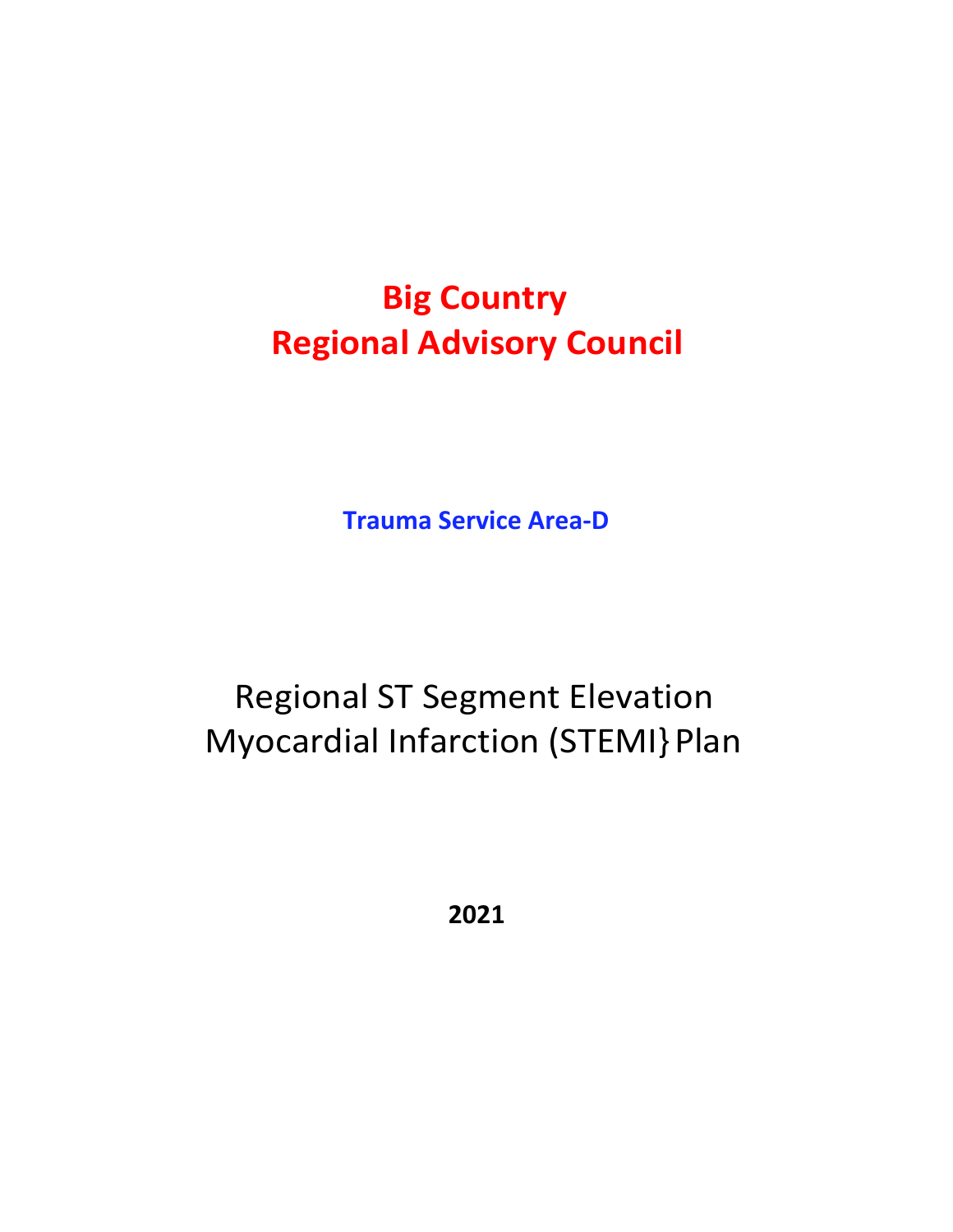# Big Country
# Regional Advisory Council

**Trauma Service Area-D**

## Regional ST Segment Elevation Myocardial Infarction (STEMI} Plan

**2021**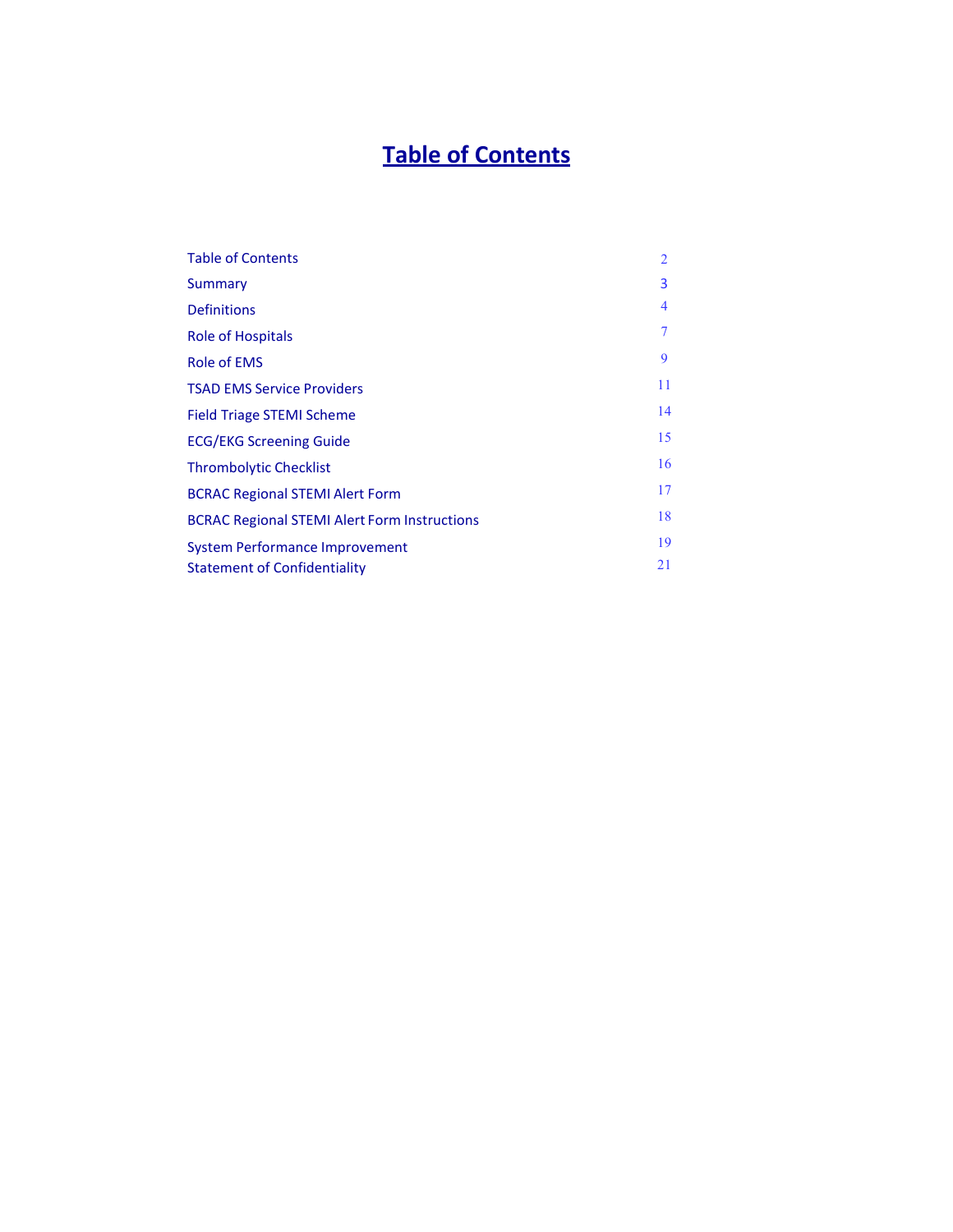# Table of Contents

| | |
|---|---|
| Table of Contents | 2 |
| Summary | 3 |
| Definitions | 4 |
| Role of Hospitals | 7 |
| Role of EMS | 9 |
| TSAD EMS Service Providers | 11 |
| Field Triage STEMI Scheme | 14 |
| ECG/EKG Screening Guide | 15 |
| Thrombolytic Checklist | 16 |
| BCRAC Regional STEMI Alert Form | 17 |
| BCRAC Regional STEMI Alert Form Instructions | 18 |
| System Performance Improvement | 19 |
| Statement of Confidentiality | 21 |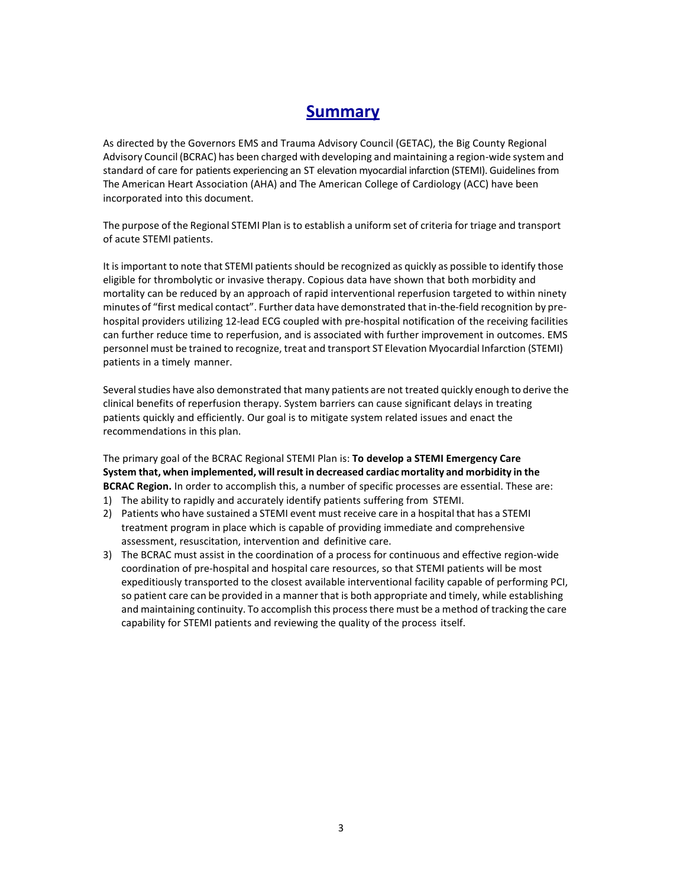# Summary

As directed by the Governors EMS and Trauma Advisory Council (GETAC), the Big County Regional Advisory Council (BCRAC) has been charged with developing and maintaining a region-wide system and standard of care for patients experiencing an ST elevation myocardial infarction (STEMI). Guidelines from The American Heart Association (AHA) and The American College of Cardiology (ACC) have been incorporated into this document.

The purpose of the Regional STEMI Plan is to establish a uniform set of criteria for triage and transport of acute STEMI patients.

It is important to note that STEMI patients should be recognized as quickly as possible to identify those eligible for thrombolytic or invasive therapy. Copious data have shown that both morbidity and mortality can be reduced by an approach of rapid interventional reperfusion targeted to within ninety minutes of "first medical contact". Further data have demonstrated that in-the-field recognition by pre-hospital providers utilizing 12-lead ECG coupled with pre-hospital notification of the receiving facilities can further reduce time to reperfusion, and is associated with further improvement in outcomes. EMS personnel must be trained to recognize, treat and transport ST Elevation Myocardial Infarction (STEMI) patients in a timely manner.

Several studies have also demonstrated that many patients are not treated quickly enough to derive the clinical benefits of reperfusion therapy. System barriers can cause significant delays in treating patients quickly and efficiently. Our goal is to mitigate system related issues and enact the recommendations in this plan.

The primary goal of the BCRAC Regional STEMI Plan is: **To develop a STEMI Emergency Care System that, when implemented, will result in decreased cardiac mortality and morbidity in the BCRAC Region.** In order to accomplish this, a number of specific processes are essential. These are:

1) The ability to rapidly and accurately identify patients suffering from STEMI.
2) Patients who have sustained a STEMI event must receive care in a hospital that has a STEMI treatment program in place which is capable of providing immediate and comprehensive assessment, resuscitation, intervention and definitive care.
3) The BCRAC must assist in the coordination of a process for continuous and effective region-wide coordination of pre-hospital and hospital care resources, so that STEMI patients will be most expeditiously transported to the closest available interventional facility capable of performing PCI, so patient care can be provided in a manner that is both appropriate and timely, while establishing and maintaining continuity. To accomplish this process there must be a method of tracking the care capability for STEMI patients and reviewing the quality of the process itself.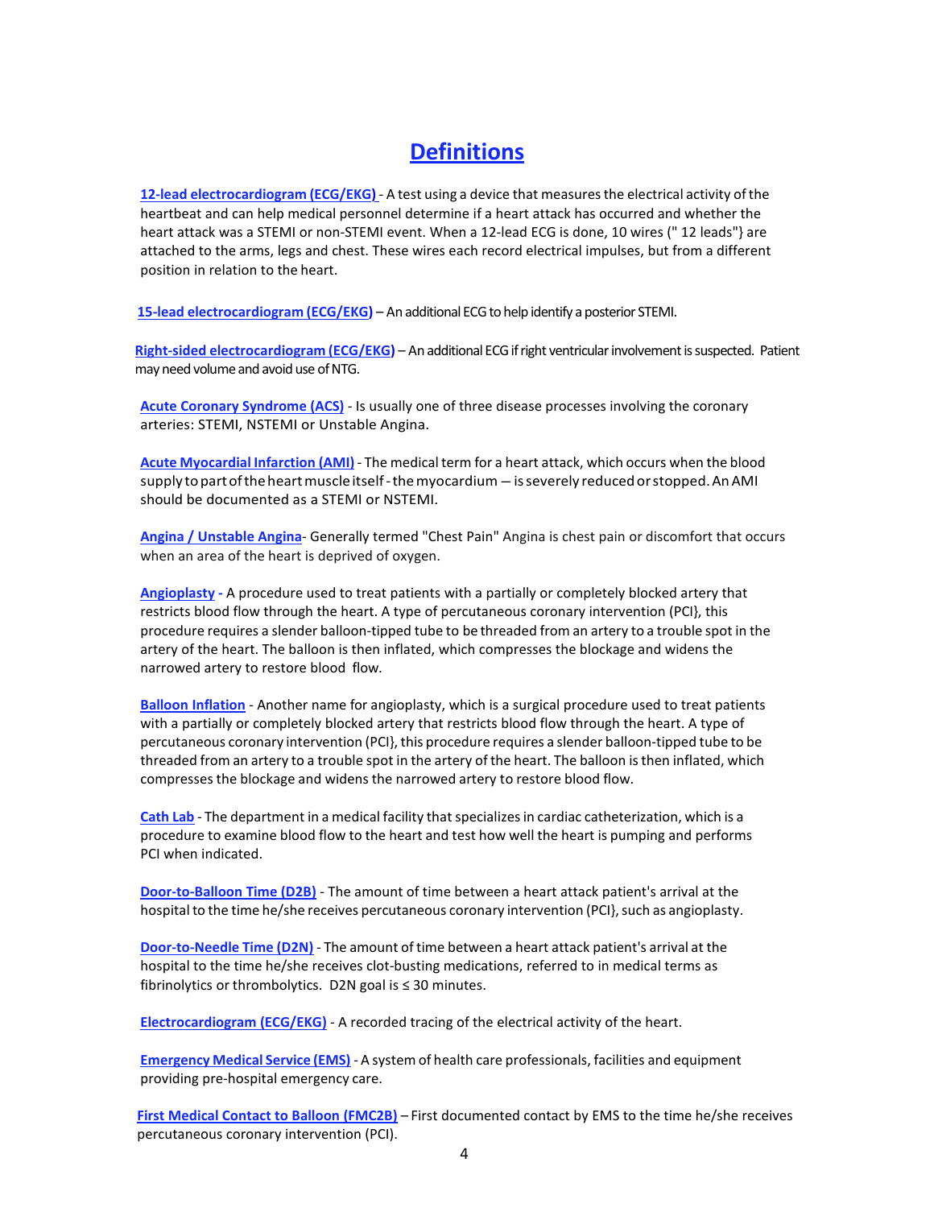# Definitions

**12-lead electrocardiogram (ECG/EKG)** - A test using a device that measures the electrical activity of the heartbeat and can help medical personnel determine if a heart attack has occurred and whether the heart attack was a STEMI or non-STEMI event. When a 12-lead ECG is done, 10 wires (" 12 leads"} are attached to the arms, legs and chest. These wires each record electrical impulses, but from a different position in relation to the heart.

**15-lead electrocardiogram (ECG/EKG)** – An additional ECG to help identify a posterior STEMI.

**Right-sided electrocardiogram (ECG/EKG)** – An additional ECG if right ventricular involvement is suspected. Patient may need volume and avoid use of NTG.

**Acute Coronary Syndrome (ACS)** - Is usually one of three disease processes involving the coronary arteries: STEMI, NSTEMI or Unstable Angina.

**Acute Myocardial Infarction (AMI)** - The medical term for a heart attack, which occurs when the blood supply to part of the heart muscle itself - the myocardium – is severely reduced or stopped. An AMI should be documented as a STEMI or NSTEMI.

**Angina / Unstable Angina**- Generally termed "Chest Pain" Angina is chest pain or discomfort that occurs when an area of the heart is deprived of oxygen.

**Angioplasty** - A procedure used to treat patients with a partially or completely blocked artery that restricts blood flow through the heart. A type of percutaneous coronary intervention (PCI}, this procedure requires a slender balloon-tipped tube to be threaded from an artery to a trouble spot in the artery of the heart. The balloon is then inflated, which compresses the blockage and widens the narrowed artery to restore blood flow.

**Balloon Inflation** - Another name for angioplasty, which is a surgical procedure used to treat patients with a partially or completely blocked artery that restricts blood flow through the heart. A type of percutaneous coronary intervention (PCI}, this procedure requires a slender balloon-tipped tube to be threaded from an artery to a trouble spot in the artery of the heart. The balloon is then inflated, which compresses the blockage and widens the narrowed artery to restore blood flow.

**Cath Lab** - The department in a medical facility that specializes in cardiac catheterization, which is a procedure to examine blood flow to the heart and test how well the heart is pumping and performs PCI when indicated.

**Door-to-Balloon Time (D2B)** - The amount of time between a heart attack patient's arrival at the hospital to the time he/she receives percutaneous coronary intervention (PCI}, such as angioplasty.

**Door-to-Needle Time (D2N)** - The amount of time between a heart attack patient's arrival at the hospital to the time he/she receives clot-busting medications, referred to in medical terms as fibrinolytics or thrombolytics. D2N goal is ≤ 30 minutes.

**Electrocardiogram (ECG/EKG)** - A recorded tracing of the electrical activity of the heart.

**Emergency Medical Service (EMS)** - A system of health care professionals, facilities and equipment providing pre-hospital emergency care.

**First Medical Contact to Balloon (FMC2B)** – First documented contact by EMS to the time he/she receives percutaneous coronary intervention (PCI).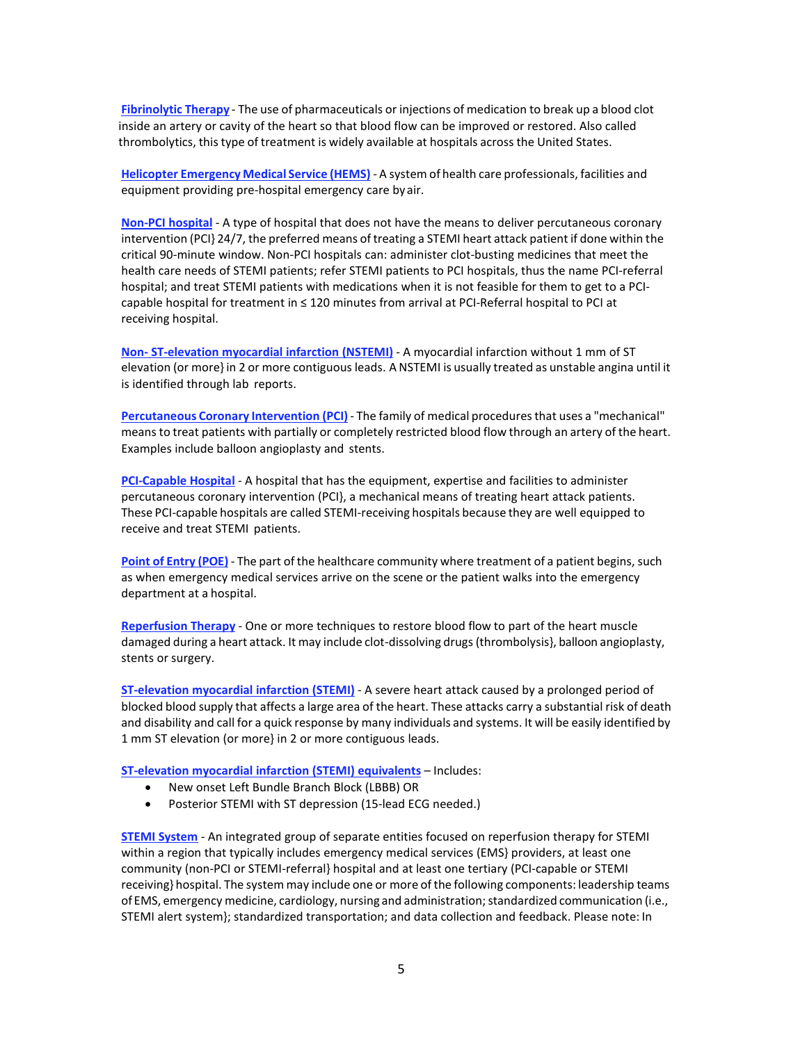**Fibrinolytic Therapy** - The use of pharmaceuticals or injections of medication to break up a blood clot inside an artery or cavity of the heart so that blood flow can be improved or restored. Also called thrombolytics, this type of treatment is widely available at hospitals across the United States.

**Helicopter Emergency Medical Service (HEMS)** - A system of health care professionals, facilities and equipment providing pre-hospital emergency care by air.

**Non-PCI hospital** - A type of hospital that does not have the means to deliver percutaneous coronary intervention (PCI} 24/7, the preferred means of treating a STEMI heart attack patient if done within the critical 90-minute window. Non-PCI hospitals can: administer clot-busting medicines that meet the health care needs of STEMI patients; refer STEMI patients to PCI hospitals, thus the name PCI-referral hospital; and treat STEMI patients with medications when it is not feasible for them to get to a PCI-capable hospital for treatment in ≤ 120 minutes from arrival at PCI-Referral hospital to PCI at receiving hospital.

**Non- ST-elevation myocardial infarction (NSTEMI)** - A myocardial infarction without 1 mm of ST elevation (or more} in 2 or more contiguous leads. A NSTEMI is usually treated as unstable angina until it is identified through lab reports.

**Percutaneous Coronary Intervention (PCI)** - The family of medical procedures that uses a "mechanical" means to treat patients with partially or completely restricted blood flow through an artery of the heart. Examples include balloon angioplasty and stents.

**PCI-Capable Hospital** - A hospital that has the equipment, expertise and facilities to administer percutaneous coronary intervention (PCI}, a mechanical means of treating heart attack patients. These PCI-capable hospitals are called STEMI-receiving hospitals because they are well equipped to receive and treat STEMI patients.

**Point of Entry (POE)** - The part of the healthcare community where treatment of a patient begins, such as when emergency medical services arrive on the scene or the patient walks into the emergency department at a hospital.

**Reperfusion Therapy** - One or more techniques to restore blood flow to part of the heart muscle damaged during a heart attack. It may include clot-dissolving drugs (thrombolysis}, balloon angioplasty, stents or surgery.

**ST-elevation myocardial infarction (STEMI)** - A severe heart attack caused by a prolonged period of blocked blood supply that affects a large area of the heart. These attacks carry a substantial risk of death and disability and call for a quick response by many individuals and systems. It will be easily identified by 1 mm ST elevation (or more} in 2 or more contiguous leads.

**ST-elevation myocardial infarction (STEMI) equivalents** – Includes:

- New onset Left Bundle Branch Block (LBBB) OR
- Posterior STEMI with ST depression (15-lead ECG needed.)

**STEMI System** - An integrated group of separate entities focused on reperfusion therapy for STEMI within a region that typically includes emergency medical services (EMS} providers, at least one community (non-PCI or STEMI-referral} hospital and at least one tertiary (PCI-capable or STEMI receiving} hospital. The system may include one or more of the following components: leadership teams of EMS, emergency medicine, cardiology, nursing and administration; standardized communication (i.e., STEMI alert system}; standardized transportation; and data collection and feedback. Please note: In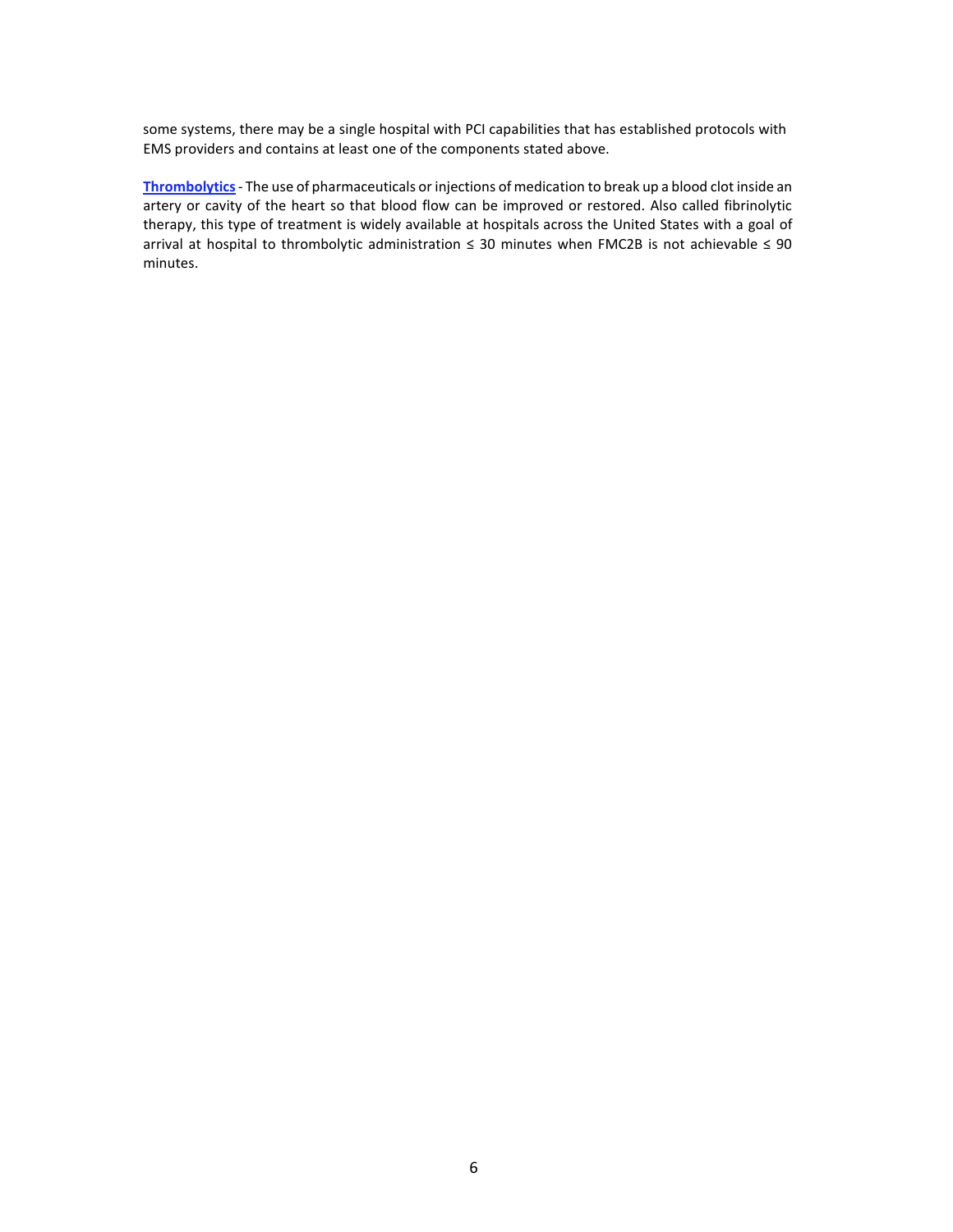some systems, there may be a single hospital with PCI capabilities that has established protocols with EMS providers and contains at least one of the components stated above.

**Thrombolytics** - The use of pharmaceuticals or injections of medication to break up a blood clot inside an artery or cavity of the heart so that blood flow can be improved or restored. Also called fibrinolytic therapy, this type of treatment is widely available at hospitals across the United States with a goal of arrival at hospital to thrombolytic administration ≤ 30 minutes when FMC2B is not achievable ≤ 90 minutes.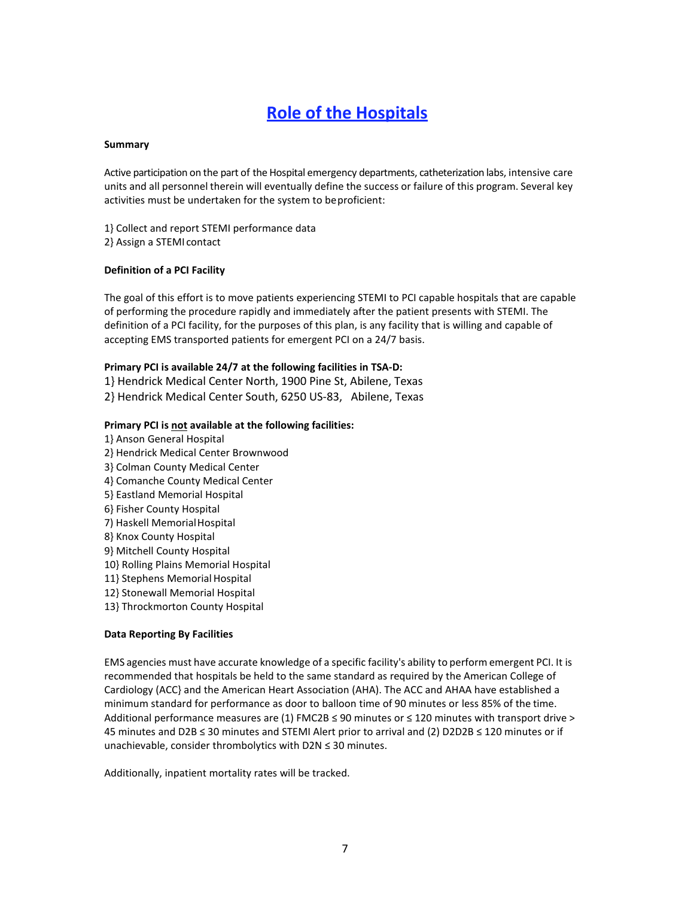# Role of the Hospitals

**Summary**

Active participation on the part of the Hospital emergency departments, catheterization labs, intensive care units and all personnel therein will eventually define the success or failure of this program. Several key activities must be undertaken for the system to be proficient:

1} Collect and report STEMI performance data
2} Assign a STEMI contact

**Definition of a PCI Facility**

The goal of this effort is to move patients experiencing STEMI to PCI capable hospitals that are capable of performing the procedure rapidly and immediately after the patient presents with STEMI. The definition of a PCI facility, for the purposes of this plan, is any facility that is willing and capable of accepting EMS transported patients for emergent PCI on a 24/7 basis.

**Primary PCI is available 24/7 at the following facilities in TSA-D:**

1} Hendrick Medical Center North, 1900 Pine St, Abilene, Texas
2} Hendrick Medical Center South, 6250 US-83, Abilene, Texas

**Primary PCI is <u>not</u> available at the following facilities:**

1} Anson General Hospital
2} Hendrick Medical Center Brownwood
3} Colman County Medical Center
4} Comanche County Medical Center
5} Eastland Memorial Hospital
6} Fisher County Hospital
7) Haskell Memorial Hospital
8} Knox County Hospital
9} Mitchell County Hospital
10} Rolling Plains Memorial Hospital
11} Stephens Memorial Hospital
12} Stonewall Memorial Hospital
13} Throckmorton County Hospital

**Data Reporting By Facilities**

EMS agencies must have accurate knowledge of a specific facility's ability to perform emergent PCI. It is recommended that hospitals be held to the same standard as required by the American College of Cardiology (ACC} and the American Heart Association (AHA). The ACC and AHAA have established a minimum standard for performance as door to balloon time of 90 minutes or less 85% of the time. Additional performance measures are (1) FMC2B ≤ 90 minutes or ≤ 120 minutes with transport drive > 45 minutes and D2B ≤ 30 minutes and STEMI Alert prior to arrival and (2) D2D2B ≤ 120 minutes or if unachievable, consider thrombolytics with D2N ≤ 30 minutes.

Additionally, inpatient mortality rates will be tracked.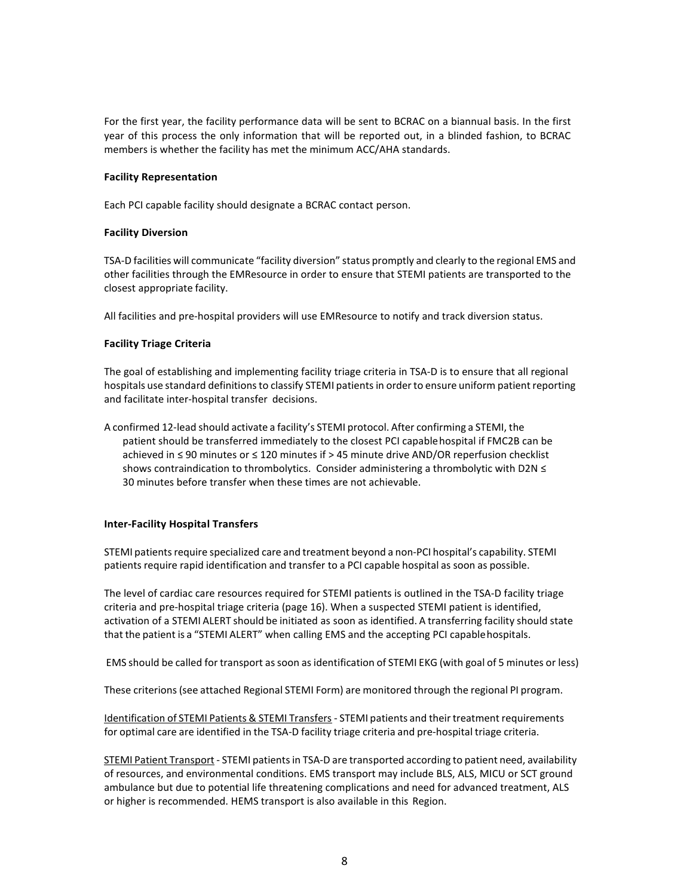For the first year, the facility performance data will be sent to BCRAC on a biannual basis. In the first year of this process the only information that will be reported out, in a blinded fashion, to BCRAC members is whether the facility has met the minimum ACC/AHA standards.

**Facility Representation**

Each PCI capable facility should designate a BCRAC contact person.

**Facility Diversion**

TSA-D facilities will communicate "facility diversion" status promptly and clearly to the regional EMS and other facilities through the EMResource in order to ensure that STEMI patients are transported to the closest appropriate facility.

All facilities and pre-hospital providers will use EMResource to notify and track diversion status.

**Facility Triage Criteria**

The goal of establishing and implementing facility triage criteria in TSA-D is to ensure that all regional hospitals use standard definitions to classify STEMI patients in order to ensure uniform patient reporting and facilitate inter-hospital transfer decisions.

A confirmed 12-lead should activate a facility's STEMI protocol. After confirming a STEMI, the patient should be transferred immediately to the closest PCI capable hospital if FMC2B can be achieved in ≤ 90 minutes or ≤ 120 minutes if > 45 minute drive AND/OR reperfusion checklist shows contraindication to thrombolytics. Consider administering a thrombolytic with D2N ≤ 30 minutes before transfer when these times are not achievable.

**Inter-Facility Hospital Transfers**

STEMI patients require specialized care and treatment beyond a non-PCI hospital's capability. STEMI patients require rapid identification and transfer to a PCI capable hospital as soon as possible.

The level of cardiac care resources required for STEMI patients is outlined in the TSA-D facility triage criteria and pre-hospital triage criteria (page 16). When a suspected STEMI patient is identified, activation of a STEMI ALERT should be initiated as soon as identified. A transferring facility should state that the patient is a "STEMI ALERT" when calling EMS and the accepting PCI capable hospitals.

EMS should be called for transport as soon as identification of STEMI EKG (with goal of 5 minutes or less)

These criterions (see attached Regional STEMI Form) are monitored through the regional PI program.

Identification of STEMI Patients & STEMI Transfers - STEMI patients and their treatment requirements for optimal care are identified in the TSA-D facility triage criteria and pre-hospital triage criteria.

STEMI Patient Transport - STEMI patients in TSA-D are transported according to patient need, availability of resources, and environmental conditions. EMS transport may include BLS, ALS, MICU or SCT ground ambulance but due to potential life threatening complications and need for advanced treatment, ALS or higher is recommended. HEMS transport is also available in this Region.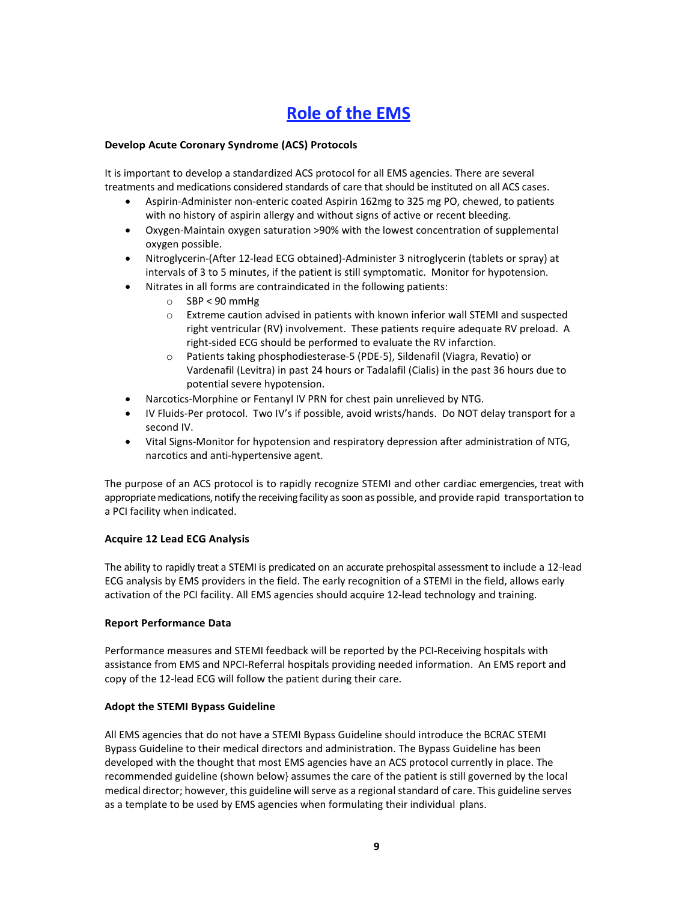# Role of the EMS

### Develop Acute Coronary Syndrome (ACS) Protocols

It is important to develop a standardized ACS protocol for all EMS agencies. There are several treatments and medications considered standards of care that should be instituted on all ACS cases.

- Aspirin-Administer non-enteric coated Aspirin 162mg to 325 mg PO, chewed, to patients with no history of aspirin allergy and without signs of active or recent bleeding.
- Oxygen-Maintain oxygen saturation >90% with the lowest concentration of supplemental oxygen possible.
- Nitroglycerin-(After 12-lead ECG obtained)-Administer 3 nitroglycerin (tablets or spray) at intervals of 3 to 5 minutes, if the patient is still symptomatic. Monitor for hypotension.
- Nitrates in all forms are contraindicated in the following patients:
  - SBP < 90 mmHg
  - Extreme caution advised in patients with known inferior wall STEMI and suspected right ventricular (RV) involvement. These patients require adequate RV preload. A right-sided ECG should be performed to evaluate the RV infarction.
  - Patients taking phosphodiesterase-5 (PDE-5), Sildenafil (Viagra, Revatio) or Vardenafil (Levitra) in past 24 hours or Tadalafil (Cialis) in the past 36 hours due to potential severe hypotension.
- Narcotics-Morphine or Fentanyl IV PRN for chest pain unrelieved by NTG.
- IV Fluids-Per protocol. Two IV's if possible, avoid wrists/hands. Do NOT delay transport for a second IV.
- Vital Signs-Monitor for hypotension and respiratory depression after administration of NTG, narcotics and anti-hypertensive agent.

The purpose of an ACS protocol is to rapidly recognize STEMI and other cardiac emergencies, treat with appropriate medications, notify the receiving facility as soon as possible, and provide rapid transportation to a PCI facility when indicated.

### Acquire 12 Lead ECG Analysis

The ability to rapidly treat a STEMI is predicated on an accurate prehospital assessment to include a 12-lead ECG analysis by EMS providers in the field. The early recognition of a STEMI in the field, allows early activation of the PCI facility. All EMS agencies should acquire 12-lead technology and training.

### Report Performance Data

Performance measures and STEMI feedback will be reported by the PCI-Receiving hospitals with assistance from EMS and NPCI-Referral hospitals providing needed information. An EMS report and copy of the 12-lead ECG will follow the patient during their care.

### Adopt the STEMI Bypass Guideline

All EMS agencies that do not have a STEMI Bypass Guideline should introduce the BCRAC STEMI Bypass Guideline to their medical directors and administration. The Bypass Guideline has been developed with the thought that most EMS agencies have an ACS protocol currently in place. The recommended guideline (shown below} assumes the care of the patient is still governed by the local medical director; however, this guideline will serve as a regional standard of care. This guideline serves as a template to be used by EMS agencies when formulating their individual plans.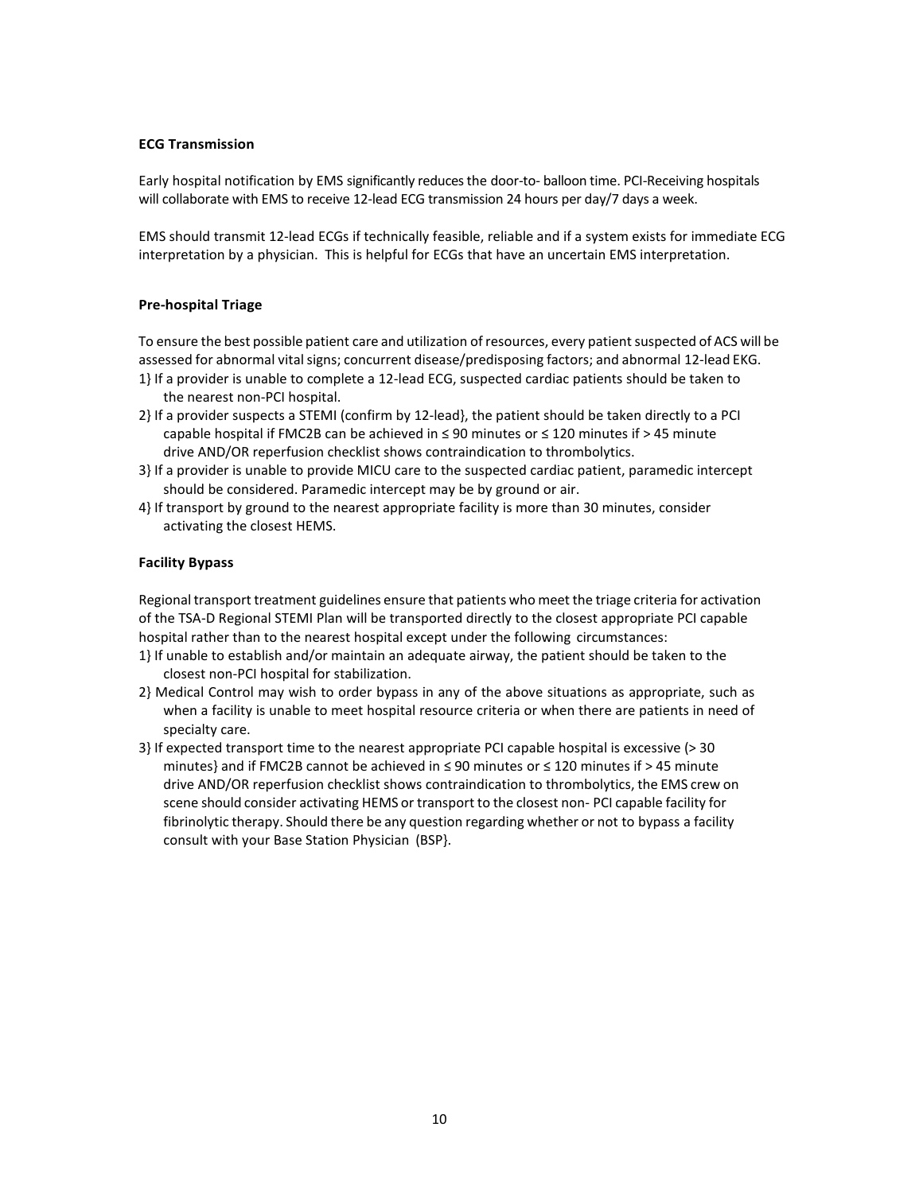**ECG Transmission**

Early hospital notification by EMS significantly reduces the door-to- balloon time. PCI-Receiving hospitals will collaborate with EMS to receive 12-lead ECG transmission 24 hours per day/7 days a week.

EMS should transmit 12-lead ECGs if technically feasible, reliable and if a system exists for immediate ECG interpretation by a physician. This is helpful for ECGs that have an uncertain EMS interpretation.

**Pre-hospital Triage**

To ensure the best possible patient care and utilization of resources, every patient suspected of ACS will be assessed for abnormal vital signs; concurrent disease/predisposing factors; and abnormal 12-lead EKG.

1} If a provider is unable to complete a 12-lead ECG, suspected cardiac patients should be taken to the nearest non-PCI hospital.

2} If a provider suspects a STEMI (confirm by 12-lead}, the patient should be taken directly to a PCI capable hospital if FMC2B can be achieved in ≤ 90 minutes or ≤ 120 minutes if > 45 minute drive AND/OR reperfusion checklist shows contraindication to thrombolytics.

3} If a provider is unable to provide MICU care to the suspected cardiac patient, paramedic intercept should be considered. Paramedic intercept may be by ground or air.

4} If transport by ground to the nearest appropriate facility is more than 30 minutes, consider activating the closest HEMS.

**Facility Bypass**

Regional transport treatment guidelines ensure that patients who meet the triage criteria for activation of the TSA-D Regional STEMI Plan will be transported directly to the closest appropriate PCI capable hospital rather than to the nearest hospital except under the following circumstances:

1} If unable to establish and/or maintain an adequate airway, the patient should be taken to the closest non-PCI hospital for stabilization.

2} Medical Control may wish to order bypass in any of the above situations as appropriate, such as when a facility is unable to meet hospital resource criteria or when there are patients in need of specialty care.

3} If expected transport time to the nearest appropriate PCI capable hospital is excessive (> 30 minutes} and if FMC2B cannot be achieved in ≤ 90 minutes or ≤ 120 minutes if > 45 minute drive AND/OR reperfusion checklist shows contraindication to thrombolytics, the EMS crew on scene should consider activating HEMS or transport to the closest non- PCI capable facility for fibrinolytic therapy. Should there be any question regarding whether or not to bypass a facility consult with your Base Station Physician (BSP}.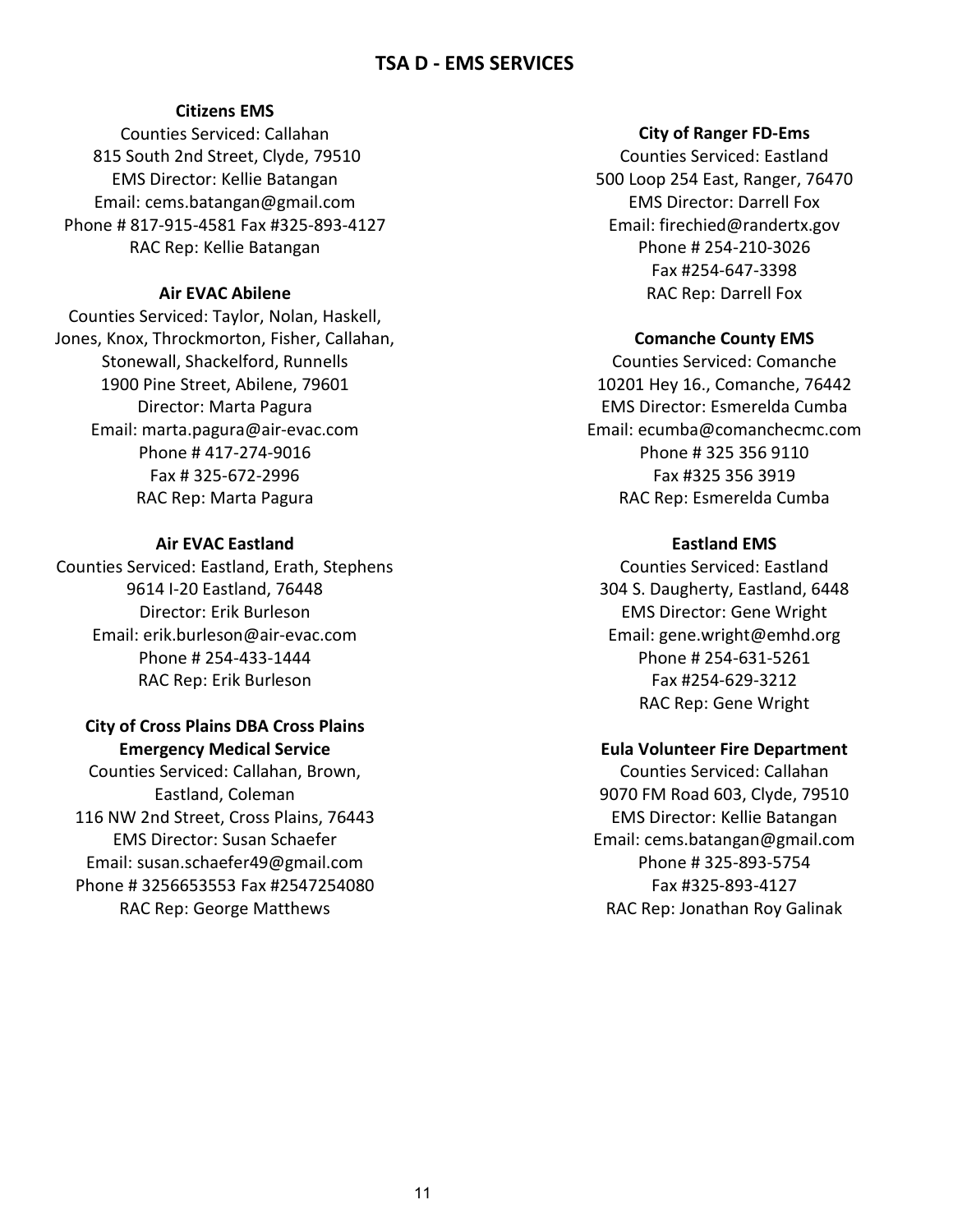# TSA D - EMS SERVICES

**Citizens EMS**
Counties Serviced: Callahan
815 South 2nd Street, Clyde, 79510
EMS Director: Kellie Batangan
Email: cems.batangan@gmail.com
Phone # 817-915-4581 Fax #325-893-4127
RAC Rep: Kellie Batangan

**Air EVAC Abilene**
Counties Serviced: Taylor, Nolan, Haskell, Jones, Knox, Throckmorton, Fisher, Callahan, Stonewall, Shackelford, Runnells
1900 Pine Street, Abilene, 79601
Director: Marta Pagura
Email: marta.pagura@air-evac.com
Phone # 417-274-9016
Fax # 325-672-2996
RAC Rep: Marta Pagura

**Air EVAC Eastland**
Counties Serviced: Eastland, Erath, Stephens
9614 I-20 Eastland, 76448
Director: Erik Burleson
Email: erik.burleson@air-evac.com
Phone # 254-433-1444
RAC Rep: Erik Burleson

**City of Cross Plains DBA Cross Plains Emergency Medical Service**
Counties Serviced: Callahan, Brown, Eastland, Coleman
116 NW 2nd Street, Cross Plains, 76443
EMS Director: Susan Schaefer
Email: susan.schaefer49@gmail.com
Phone # 3256653553 Fax #2547254080
RAC Rep: George Matthews

**City of Ranger FD-Ems**
Counties Serviced: Eastland
500 Loop 254 East, Ranger, 76470
EMS Director: Darrell Fox
Email: firechied@randertx.gov
Phone # 254-210-3026
Fax #254-647-3398
RAC Rep: Darrell Fox

**Comanche County EMS**
Counties Serviced: Comanche
10201 Hey 16., Comanche, 76442
EMS Director: Esmerelda Cumba
Email: ecumba@comanchecmc.com
Phone # 325 356 9110
Fax #325 356 3919
RAC Rep: Esmerelda Cumba

**Eastland EMS**
Counties Serviced: Eastland
304 S. Daugherty, Eastland, 6448
EMS Director: Gene Wright
Email: gene.wright@emhd.org
Phone # 254-631-5261
Fax #254-629-3212
RAC Rep: Gene Wright

**Eula Volunteer Fire Department**
Counties Serviced: Callahan
9070 FM Road 603, Clyde, 79510
EMS Director: Kellie Batangan
Email: cems.batangan@gmail.com
Phone # 325-893-5754
Fax #325-893-4127
RAC Rep: Jonathan Roy Galinak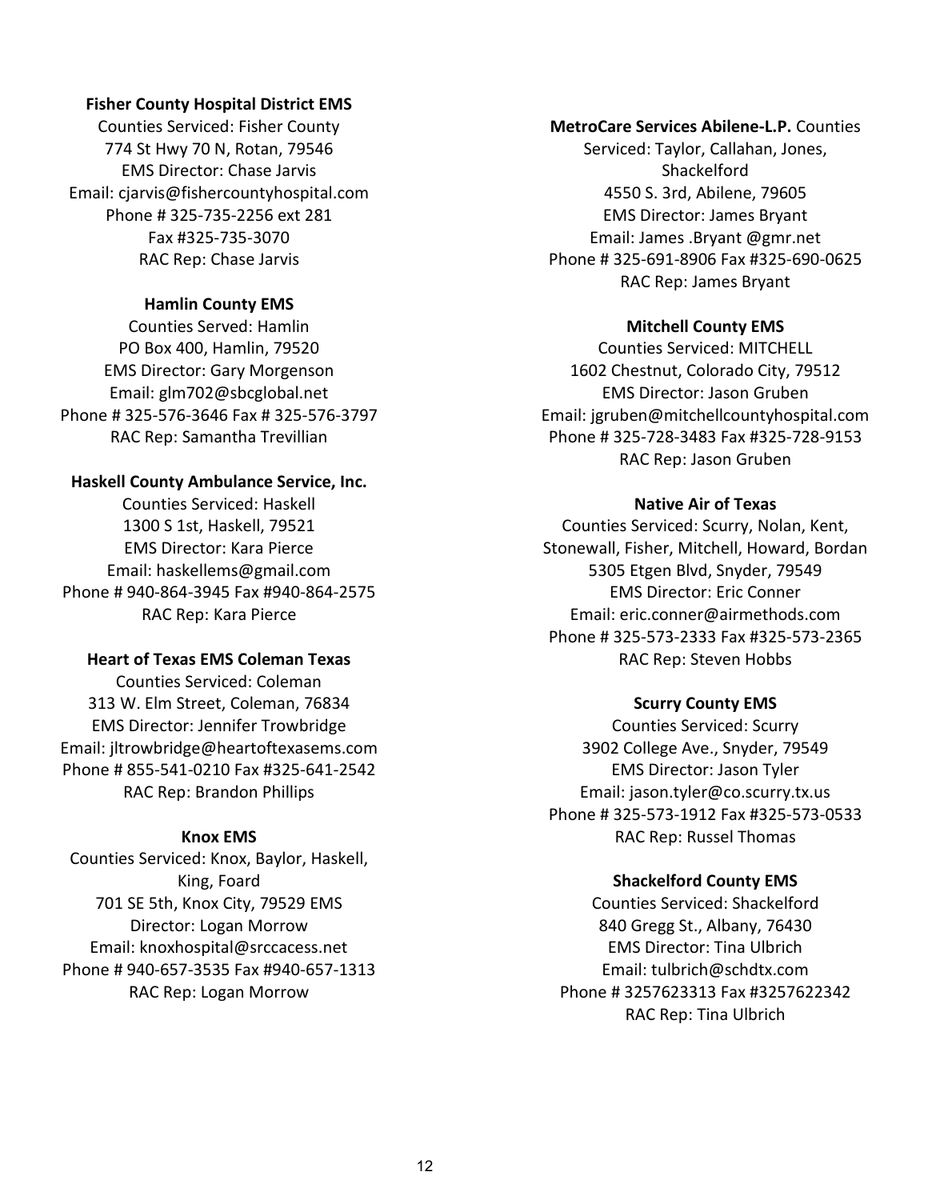**Fisher County Hospital District EMS**
Counties Serviced: Fisher County
774 St Hwy 70 N, Rotan, 79546
EMS Director: Chase Jarvis
Email: cjarvis@fishercountyhospital.com
Phone # 325-735-2256 ext 281
Fax #325-735-3070
RAC Rep: Chase Jarvis

**Hamlin County EMS**
Counties Served: Hamlin
PO Box 400, Hamlin, 79520
EMS Director: Gary Morgenson
Email: glm702@sbcglobal.net
Phone # 325-576-3646 Fax # 325-576-3797
RAC Rep: Samantha Trevillian

**Haskell County Ambulance Service, Inc.**
Counties Serviced: Haskell
1300 S 1st, Haskell, 79521
EMS Director: Kara Pierce
Email: haskellems@gmail.com
Phone # 940-864-3945 Fax #940-864-2575
RAC Rep: Kara Pierce

**Heart of Texas EMS Coleman Texas**
Counties Serviced: Coleman
313 W. Elm Street, Coleman, 76834
EMS Director: Jennifer Trowbridge
Email: jltrowbridge@heartoftexasems.com
Phone # 855-541-0210 Fax #325-641-2542
RAC Rep: Brandon Phillips

**Knox EMS**
Counties Serviced: Knox, Baylor, Haskell, King, Foard
701 SE 5th, Knox City, 79529 EMS Director: Logan Morrow
Email: knoxhospital@srccacess.net
Phone # 940-657-3535 Fax #940-657-1313
RAC Rep: Logan Morrow

**MetroCare Services Abilene-L.P.** Counties Serviced: Taylor, Callahan, Jones, Shackelford
4550 S. 3rd, Abilene, 79605
EMS Director: James Bryant
Email: James .Bryant @gmr.net
Phone # 325-691-8906 Fax #325-690-0625
RAC Rep: James Bryant

**Mitchell County EMS**
Counties Serviced: MITCHELL
1602 Chestnut, Colorado City, 79512
EMS Director: Jason Gruben
Email: jgruben@mitchellcountyhospital.com
Phone # 325-728-3483 Fax #325-728-9153
RAC Rep: Jason Gruben

**Native Air of Texas**
Counties Serviced: Scurry, Nolan, Kent, Stonewall, Fisher, Mitchell, Howard, Bordan
5305 Etgen Blvd, Snyder, 79549
EMS Director: Eric Conner
Email: eric.conner@airmethods.com
Phone # 325-573-2333 Fax #325-573-2365
RAC Rep: Steven Hobbs

**Scurry County EMS**
Counties Serviced: Scurry
3902 College Ave., Snyder, 79549
EMS Director: Jason Tyler
Email: jason.tyler@co.scurry.tx.us
Phone # 325-573-1912 Fax #325-573-0533
RAC Rep: Russel Thomas

**Shackelford County EMS**
Counties Serviced: Shackelford
840 Gregg St., Albany, 76430
EMS Director: Tina Ulbrich
Email: tulbrich@schdtx.com
Phone # 3257623313 Fax #3257622342
RAC Rep: Tina Ulbrich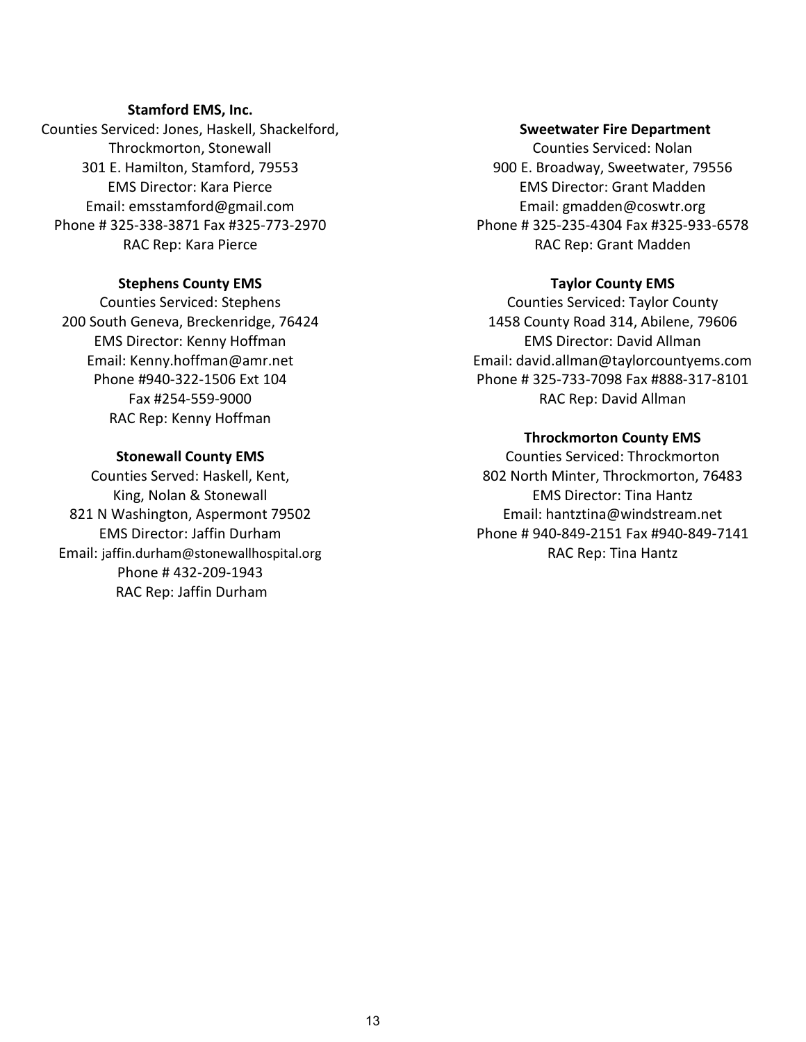**Stamford EMS, Inc.**
Counties Serviced: Jones, Haskell, Shackelford, Throckmorton, Stonewall
301 E. Hamilton, Stamford, 79553
EMS Director: Kara Pierce
Email: emsstamford@gmail.com
Phone # 325-338-3871 Fax #325-773-2970
RAC Rep: Kara Pierce

**Stephens County EMS**
Counties Serviced: Stephens
200 South Geneva, Breckenridge, 76424
EMS Director: Kenny Hoffman
Email: Kenny.hoffman@amr.net
Phone #940-322-1506 Ext 104
Fax #254-559-9000
RAC Rep: Kenny Hoffman

**Stonewall County EMS**
Counties Served: Haskell, Kent, King, Nolan & Stonewall
821 N Washington, Aspermont 79502
EMS Director: Jaffin Durham
Email: jaffin.durham@stonewallhospital.org
Phone # 432-209-1943
RAC Rep: Jaffin Durham

**Sweetwater Fire Department**
Counties Serviced: Nolan
900 E. Broadway, Sweetwater, 79556
EMS Director: Grant Madden
Email: gmadden@coswtr.org
Phone # 325-235-4304 Fax #325-933-6578
RAC Rep: Grant Madden

**Taylor County EMS**
Counties Serviced: Taylor County
1458 County Road 314, Abilene, 79606
EMS Director: David Allman
Email: david.allman@taylorcountyems.com
Phone # 325-733-7098 Fax #888-317-8101
RAC Rep: David Allman

**Throckmorton County EMS**
Counties Serviced: Throckmorton
802 North Minter, Throckmorton, 76483
EMS Director: Tina Hantz
Email: hantztina@windstream.net
Phone # 940-849-2151 Fax #940-849-7141
RAC Rep: Tina Hantz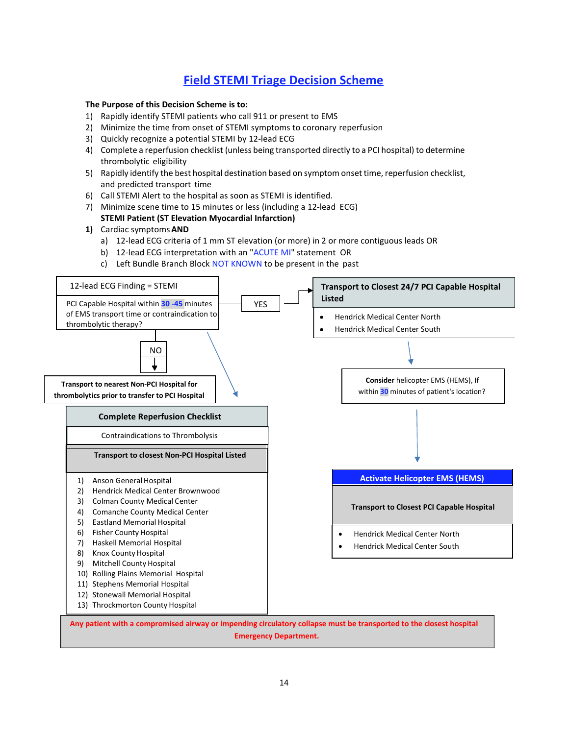# Field STEMI Triage Decision Scheme

**The Purpose of this Decision Scheme is to:**

1) Rapidly identify STEMI patients who call 911 or present to EMS
2) Minimize the time from onset of STEMI symptoms to coronary reperfusion
3) Quickly recognize a potential STEMI by 12-lead ECG
4) Complete a reperfusion checklist (unless being transported directly to a PCI hospital) to determine thrombolytic eligibility
5) Rapidly identify the best hospital destination based on symptom onset time, reperfusion checklist, and predicted transport time
6) Call STEMI Alert to the hospital as soon as STEMI is identified.
7) Minimize scene time to 15 minutes or less (including a 12-lead ECG)

**STEMI Patient (ST Elevation Myocardial Infarction)**

**1)** Cardiac symptoms **AND**

a) 12-lead ECG criteria of 1 mm ST elevation (or more) in 2 or more contiguous leads OR
b) 12-lead ECG interpretation with an "ACUTE MI" statement OR
c) Left Bundle Branch Block NOT KNOWN to be present in the past

---

**12-lead ECG Finding = STEMI**

PCI Capable Hospital within **30 -45** minutes of EMS transport time or contraindication to thrombolytic therapy?

**YES** →

**Transport to Closest 24/7 PCI Capable Hospital Listed**

- Hendrick Medical Center North
- Hendrick Medical Center South

↓

**Consider** helicopter EMS (HEMS), If within **30** minutes of patient's location?

↓

**Activate Helicopter EMS (HEMS)**

**Transport to Closest PCI Capable Hospital**

- Hendrick Medical Center North
- Hendrick Medical Center South

**NO** ↓

**Transport to nearest Non-PCI Hospital for thrombolytics prior to transfer to PCI Hospital**

**Complete Reperfusion Checklist**

Contraindications to Thrombolysis

**Transport to closest Non-PCI Hospital Listed**

1) Anson General Hospital
2) Hendrick Medical Center Brownwood
3) Colman County Medical Center
4) Comanche County Medical Center
5) Eastland Memorial Hospital
6) Fisher County Hospital
7) Haskell Memorial Hospital
8) Knox County Hospital
9) Mitchell County Hospital
10) Rolling Plains Memorial Hospital
11) Stephens Memorial Hospital
12) Stonewall Memorial Hospital
13) Throckmorton County Hospital

**Any patient with a compromised airway or impending circulatory collapse must be transported to the closest hospital Emergency Department.**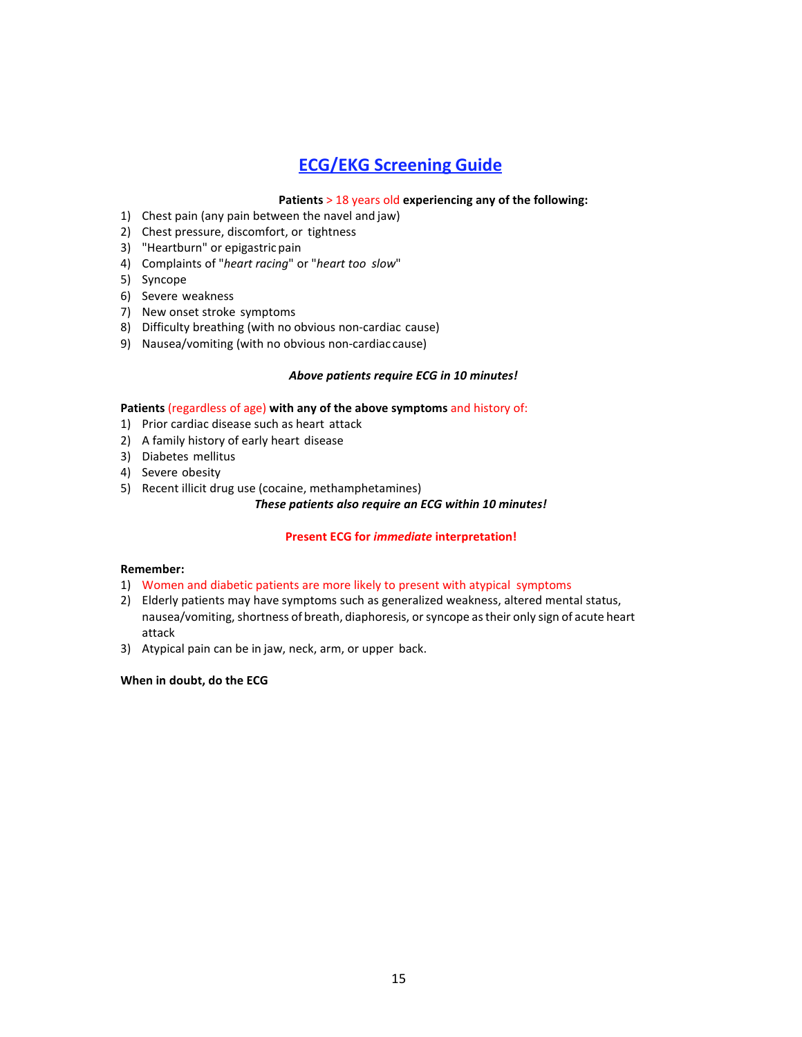# ECG/EKG Screening Guide

**Patients > 18 years old experiencing any of the following:**

1) Chest pain (any pain between the navel and jaw)
2) Chest pressure, discomfort, or tightness
3) "Heartburn" or epigastric pain
4) Complaints of "*heart racing*" or "*heart too slow*"
5) Syncope
6) Severe weakness
7) New onset stroke symptoms
8) Difficulty breathing (with no obvious non-cardiac cause)
9) Nausea/vomiting (with no obvious non-cardiac cause)

***Above patients require ECG in 10 minutes!***

**Patients (regardless of age) with any of the above symptoms and history of:**

1) Prior cardiac disease such as heart attack
2) A family history of early heart disease
3) Diabetes mellitus
4) Severe obesity
5) Recent illicit drug use (cocaine, methamphetamines)

***These patients also require an ECG within 10 minutes!***

**Present ECG for *immediate* interpretation!**

**Remember:**

1) Women and diabetic patients are more likely to present with atypical symptoms
2) Elderly patients may have symptoms such as generalized weakness, altered mental status, nausea/vomiting, shortness of breath, diaphoresis, or syncope as their only sign of acute heart attack
3) Atypical pain can be in jaw, neck, arm, or upper back.

**When in doubt, do the ECG**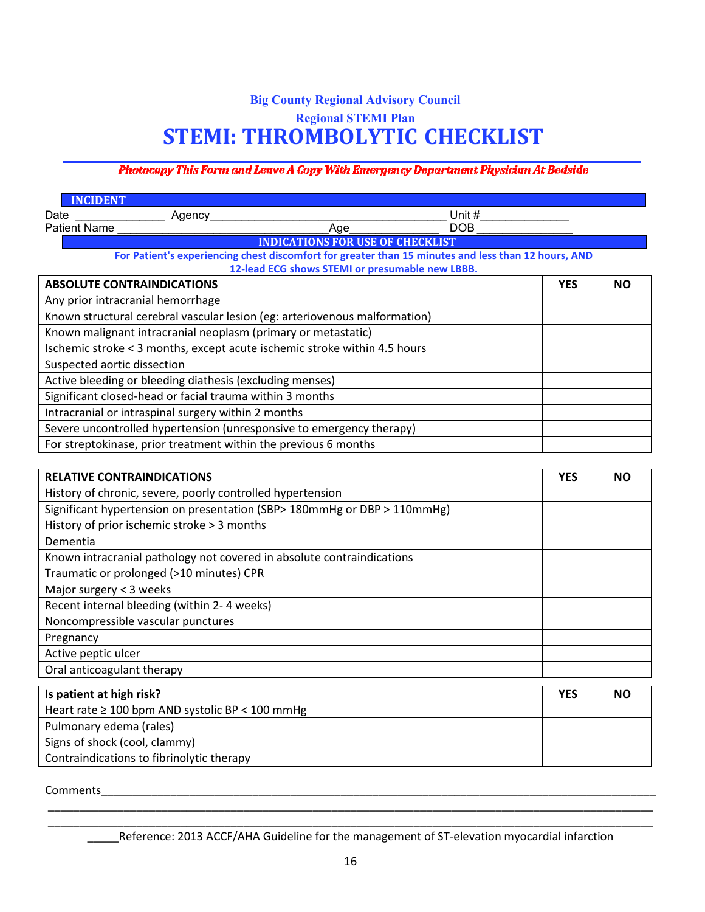**Big County Regional Advisory Council**

**Regional STEMI Plan**

# STEMI: THROMBOLYTIC CHECKLIST

***Photocopy This Form and Leave A Copy With Emergency Department Physician At Bedside***

**INCIDENT**

Date ______________ Agency____________________________________ Unit #_____________

Patient Name ________________________________Age______________ DOB _______________

**INDICATIONS FOR USE OF CHECKLIST**

**For Patient's experiencing chest discomfort for greater than 15 minutes and less than 12 hours, AND 12-lead ECG shows STEMI or presumable new LBBB.**

| ABSOLUTE CONTRAINDICATIONS | YES | NO |
|---|---|---|
| Any prior intracranial hemorrhage | | |
| Known structural cerebral vascular lesion (eg: arteriovenous malformation) | | |
| Known malignant intracranial neoplasm (primary or metastatic) | | |
| Ischemic stroke < 3 months, except acute ischemic stroke within 4.5 hours | | |
| Suspected aortic dissection | | |
| Active bleeding or bleeding diathesis (excluding menses) | | |
| Significant closed-head or facial trauma within 3 months | | |
| Intracranial or intraspinal surgery within 2 months | | |
| Severe uncontrolled hypertension (unresponsive to emergency therapy) | | |
| For streptokinase, prior treatment within the previous 6 months | | |

| RELATIVE CONTRAINDICATIONS | YES | NO |
|---|---|---|
| History of chronic, severe, poorly controlled hypertension | | |
| Significant hypertension on presentation (SBP> 180mmHg or DBP > 110mmHg) | | |
| History of prior ischemic stroke > 3 months | | |
| Dementia | | |
| Known intracranial pathology not covered in absolute contraindications | | |
| Traumatic or prolonged (>10 minutes) CPR | | |
| Major surgery < 3 weeks | | |
| Recent internal bleeding (within 2- 4 weeks) | | |
| Noncompressible vascular punctures | | |
| Pregnancy | | |
| Active peptic ulcer | | |
| Oral anticoagulant therapy | | |

| Is patient at high risk? | YES | NO |
|---|---|---|
| Heart rate ≥ 100 bpm AND systolic BP < 100 mmHg | | |
| Pulmonary edema (rales) | | |
| Signs of shock (cool, clammy) | | |
| Contraindications to fibrinolytic therapy | | |

Comments_____________________________________________________________________________________

_____________________________________________________________________________________________

_____________________________________________________________________________________________

_____Reference: 2013 ACCF/AHA Guideline for the management of ST-elevation myocardial infarction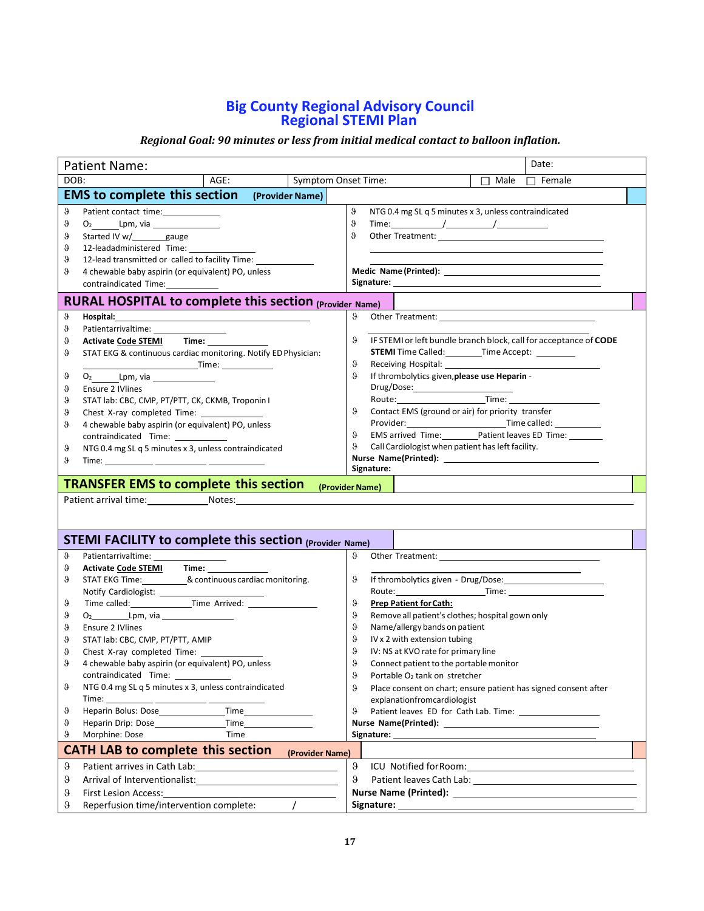# Big County Regional Advisory Council
# Regional STEMI Plan

***Regional Goal: 90 minutes or less from initial medical contact to balloon inflation.***

Patient Name: | Date:

DOB: | AGE: | Symptom Onset Time: | ☐ Male ☐ Female

## EMS to complete this section (Provider Name)

- Patient contact time:__________
- $O_2$_____Lpm, via __________
- Started IV w/_______gauge
- 12-leadadministered Time: __________
- 12-lead transmitted or called to facility Time: __________
- 4 chewable baby aspirin (or equivalent) PO, unless contraindicated Time:__________
- NTG 0.4 mg SL q 5 minutes x 3, unless contraindicated
- Time:__________/__________/__________
- Other Treatment: __________

**Medic Name (Printed):** __________
**Signature:** __________

## RURAL HOSPITAL to complete this section (Provider Name)

- **Hospital:** __________
- Patientarrivaltime: __________
- **Activate Code STEMI** **Time:** __________
- STAT EKG & continuous cardiac monitoring. Notify ED Physician: __________Time: __________
- $O_2$_____Lpm, via __________
- Ensure 2 IVlines
- STAT lab: CBC, CMP, PT/PTT, CK, CKMB, Troponin I
- Chest X-ray completed Time: __________
- 4 chewable baby aspirin (or equivalent) PO, unless contraindicated Time: __________
- NTG 0.4 mg SL q 5 minutes x 3, unless contraindicated
- Time: __________ __________ __________
- Other Treatment: __________
- IF STEMI or left bundle branch block, call for acceptance of **CODE STEMI** Time Called:_______Time Accept: __________
- Receiving Hospital: __________
- If thrombolytics given, **please use Heparin** - Drug/Dose:__________ Route:__________Time: __________
- Contact EMS (ground or air) for priority transfer Provider:__________Time called: __________
- EMS arrived Time:_______Patient leaves ED Time: __________
- Call Cardiologist when patient has left facility.

**Nurse Name(Printed):** __________
**Signature:**

## TRANSFER EMS to complete this section (Provider Name)

Patient arrival time:__________Notes:__________

## STEMI FACILITY to complete this section (Provider Name)

- Patientarrivaltime: __________
- **Activate Code STEMI** **Time:** __________
- STAT EKG Time:__________& continuous cardiac monitoring. Notify Cardiologist: __________
- Time called:__________Time Arrived: __________
- $O_2$_______Lpm, via __________
- Ensure 2 IVlines
- STAT lab: CBC, CMP, PT/PTT, AMIP
- Chest X-ray completed Time: __________
- 4 chewable baby aspirin (or equivalent) PO, unless contraindicated Time: __________
- NTG 0.4 mg SL q 5 minutes x 3, unless contraindicated Time: __________ __________ __________
- Heparin Bolus: Dose__________Time__________
- Heparin Drip: Dose__________Time__________
- Morphine: Dose Time
- Other Treatment: __________
- If thrombolytics given - Drug/Dose:__________ Route:__________Time: __________
- **Prep Patient for Cath:**
- Remove all patient's clothes; hospital gown only
- Name/allergy bands on patient
- IV x 2 with extension tubing
- IV: NS at KVO rate for primary line
- Connect patient to the portable monitor
- Portable $O_2$ tank on stretcher
- Place consent on chart; ensure patient has signed consent after explanationfromcardiologist
- Patient leaves ED for Cath Lab. Time: __________

**Nurse Name(Printed):** __________
**Signature:** __________

## CATH LAB to complete this section (Provider Name)

- Patient arrives in Cath Lab:__________
- Arrival of Interventionalist:__________
- First Lesion Access:__________
- Reperfusion time/intervention complete: /
- ICU Notified forRoom:__________
- Patient leaves Cath Lab: __________

**Nurse Name (Printed):** __________
**Signature:** __________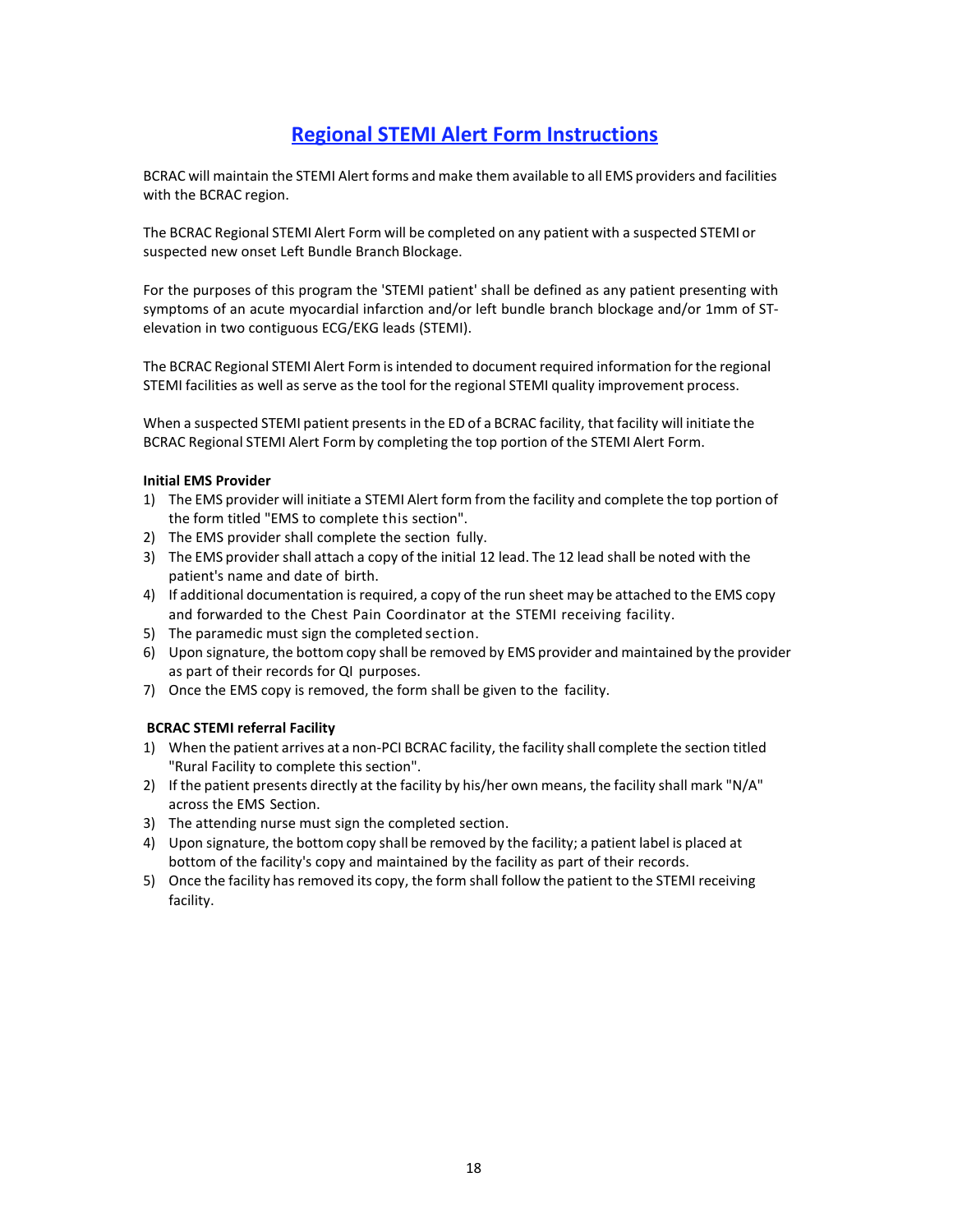# Regional STEMI Alert Form Instructions

BCRAC will maintain the STEMI Alert forms and make them available to all EMS providers and facilities with the BCRAC region.

The BCRAC Regional STEMI Alert Form will be completed on any patient with a suspected STEMI or suspected new onset Left Bundle Branch Blockage.

For the purposes of this program the 'STEMI patient' shall be defined as any patient presenting with symptoms of an acute myocardial infarction and/or left bundle branch blockage and/or 1mm of ST-elevation in two contiguous ECG/EKG leads (STEMI).

The BCRAC Regional STEMI Alert Form is intended to document required information for the regional STEMI facilities as well as serve as the tool for the regional STEMI quality improvement process.

When a suspected STEMI patient presents in the ED of a BCRAC facility, that facility will initiate the BCRAC Regional STEMI Alert Form by completing the top portion of the STEMI Alert Form.

**Initial EMS Provider**

1) The EMS provider will initiate a STEMI Alert form from the facility and complete the top portion of the form titled "EMS to complete this section".
2) The EMS provider shall complete the section fully.
3) The EMS provider shall attach a copy of the initial 12 lead. The 12 lead shall be noted with the patient's name and date of birth.
4) If additional documentation is required, a copy of the run sheet may be attached to the EMS copy and forwarded to the Chest Pain Coordinator at the STEMI receiving facility.
5) The paramedic must sign the completed section.
6) Upon signature, the bottom copy shall be removed by EMS provider and maintained by the provider as part of their records for QI purposes.
7) Once the EMS copy is removed, the form shall be given to the facility.

**BCRAC STEMI referral Facility**

1) When the patient arrives at a non-PCI BCRAC facility, the facility shall complete the section titled "Rural Facility to complete this section".
2) If the patient presents directly at the facility by his/her own means, the facility shall mark "N/A" across the EMS Section.
3) The attending nurse must sign the completed section.
4) Upon signature, the bottom copy shall be removed by the facility; a patient label is placed at bottom of the facility's copy and maintained by the facility as part of their records.
5) Once the facility has removed its copy, the form shall follow the patient to the STEMI receiving facility.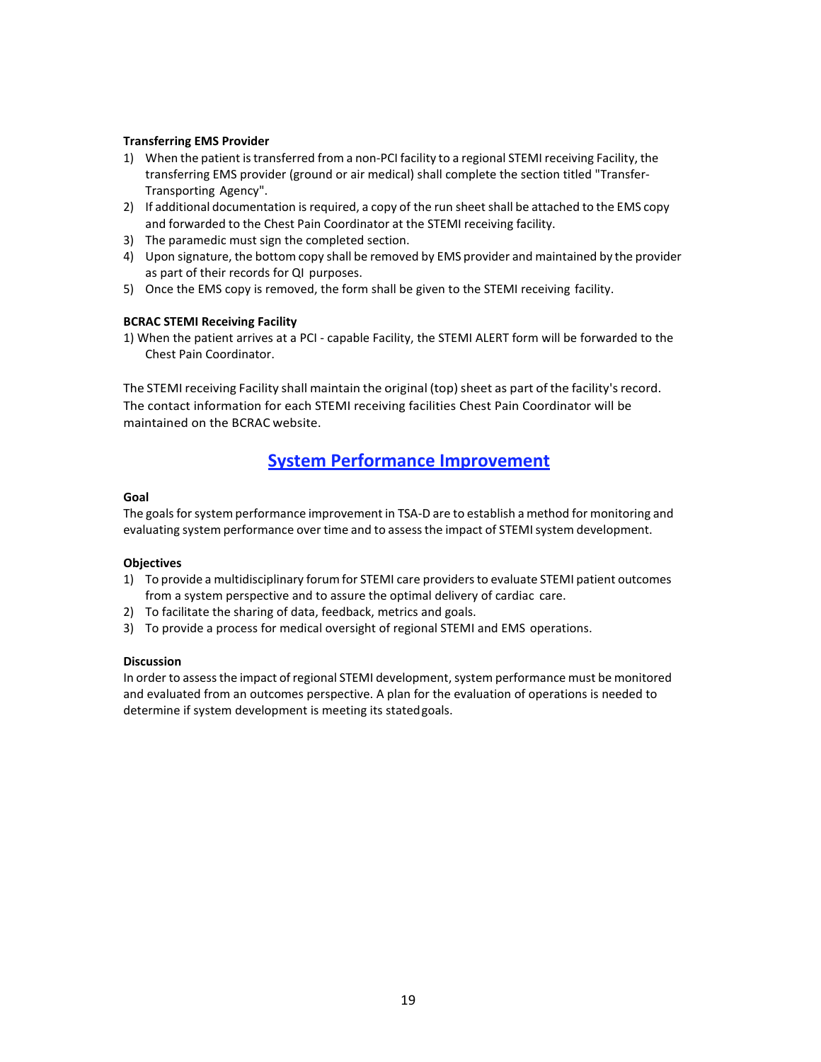**Transferring EMS Provider**

1) When the patient is transferred from a non-PCI facility to a regional STEMI receiving Facility, the transferring EMS provider (ground or air medical) shall complete the section titled "Transfer-Transporting Agency".
2) If additional documentation is required, a copy of the run sheet shall be attached to the EMS copy and forwarded to the Chest Pain Coordinator at the STEMI receiving facility.
3) The paramedic must sign the completed section.
4) Upon signature, the bottom copy shall be removed by EMS provider and maintained by the provider as part of their records for QI purposes.
5) Once the EMS copy is removed, the form shall be given to the STEMI receiving facility.

**BCRAC STEMI Receiving Facility**

1) When the patient arrives at a PCI - capable Facility, the STEMI ALERT form will be forwarded to the Chest Pain Coordinator.

The STEMI receiving Facility shall maintain the original (top) sheet as part of the facility's record. The contact information for each STEMI receiving facilities Chest Pain Coordinator will be maintained on the BCRAC website.

## System Performance Improvement

**Goal**

The goals for system performance improvement in TSA-D are to establish a method for monitoring and evaluating system performance over time and to assess the impact of STEMI system development.

**Objectives**

1) To provide a multidisciplinary forum for STEMI care providers to evaluate STEMI patient outcomes from a system perspective and to assure the optimal delivery of cardiac care.
2) To facilitate the sharing of data, feedback, metrics and goals.
3) To provide a process for medical oversight of regional STEMI and EMS operations.

**Discussion**

In order to assess the impact of regional STEMI development, system performance must be monitored and evaluated from an outcomes perspective. A plan for the evaluation of operations is needed to determine if system development is meeting its stated goals.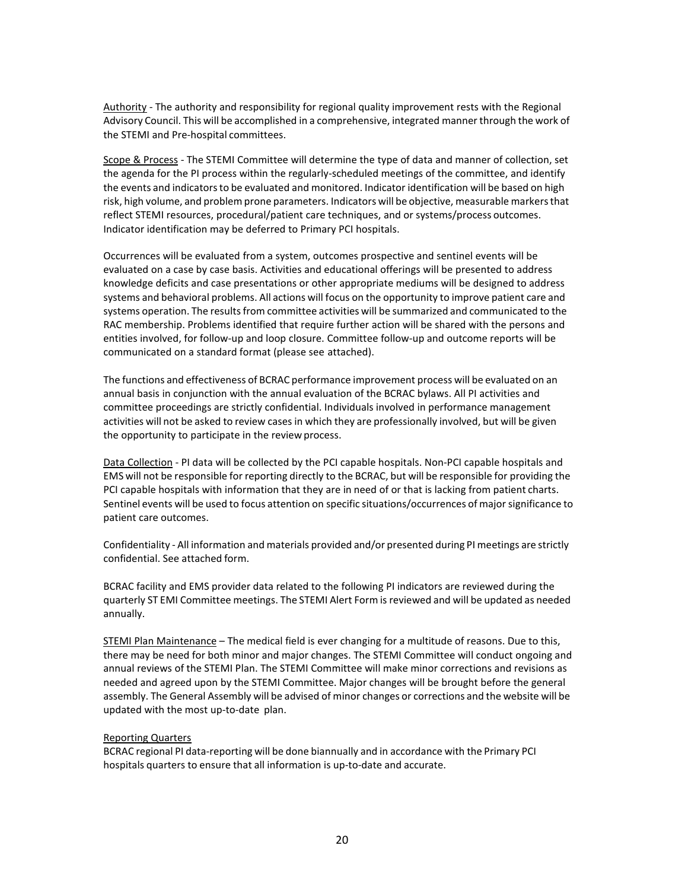Authority - The authority and responsibility for regional quality improvement rests with the Regional Advisory Council. This will be accomplished in a comprehensive, integrated manner through the work of the STEMI and Pre-hospital committees.

Scope & Process - The STEMI Committee will determine the type of data and manner of collection, set the agenda for the PI process within the regularly-scheduled meetings of the committee, and identify the events and indicators to be evaluated and monitored. Indicator identification will be based on high risk, high volume, and problem prone parameters. Indicators will be objective, measurable markers that reflect STEMI resources, procedural/patient care techniques, and or systems/process outcomes. Indicator identification may be deferred to Primary PCI hospitals.

Occurrences will be evaluated from a system, outcomes prospective and sentinel events will be evaluated on a case by case basis. Activities and educational offerings will be presented to address knowledge deficits and case presentations or other appropriate mediums will be designed to address systems and behavioral problems. All actions will focus on the opportunity to improve patient care and systems operation. The results from committee activities will be summarized and communicated to the RAC membership. Problems identified that require further action will be shared with the persons and entities involved, for follow-up and loop closure. Committee follow-up and outcome reports will be communicated on a standard format (please see attached).

The functions and effectiveness of BCRAC performance improvement process will be evaluated on an annual basis in conjunction with the annual evaluation of the BCRAC bylaws. All PI activities and committee proceedings are strictly confidential. Individuals involved in performance management activities will not be asked to review cases in which they are professionally involved, but will be given the opportunity to participate in the review process.

Data Collection - PI data will be collected by the PCI capable hospitals. Non-PCI capable hospitals and EMS will not be responsible for reporting directly to the BCRAC, but will be responsible for providing the PCI capable hospitals with information that they are in need of or that is lacking from patient charts. Sentinel events will be used to focus attention on specific situations/occurrences of major significance to patient care outcomes.

Confidentiality - All information and materials provided and/or presented during PI meetings are strictly confidential. See attached form.

BCRAC facility and EMS provider data related to the following PI indicators are reviewed during the quarterly ST EMI Committee meetings. The STEMI Alert Form is reviewed and will be updated as needed annually.

STEMI Plan Maintenance – The medical field is ever changing for a multitude of reasons. Due to this, there may be need for both minor and major changes. The STEMI Committee will conduct ongoing and annual reviews of the STEMI Plan. The STEMI Committee will make minor corrections and revisions as needed and agreed upon by the STEMI Committee. Major changes will be brought before the general assembly. The General Assembly will be advised of minor changes or corrections and the website will be updated with the most up-to-date plan.

Reporting Quarters

BCRAC regional PI data-reporting will be done biannually and in accordance with the Primary PCI hospitals quarters to ensure that all information is up-to-date and accurate.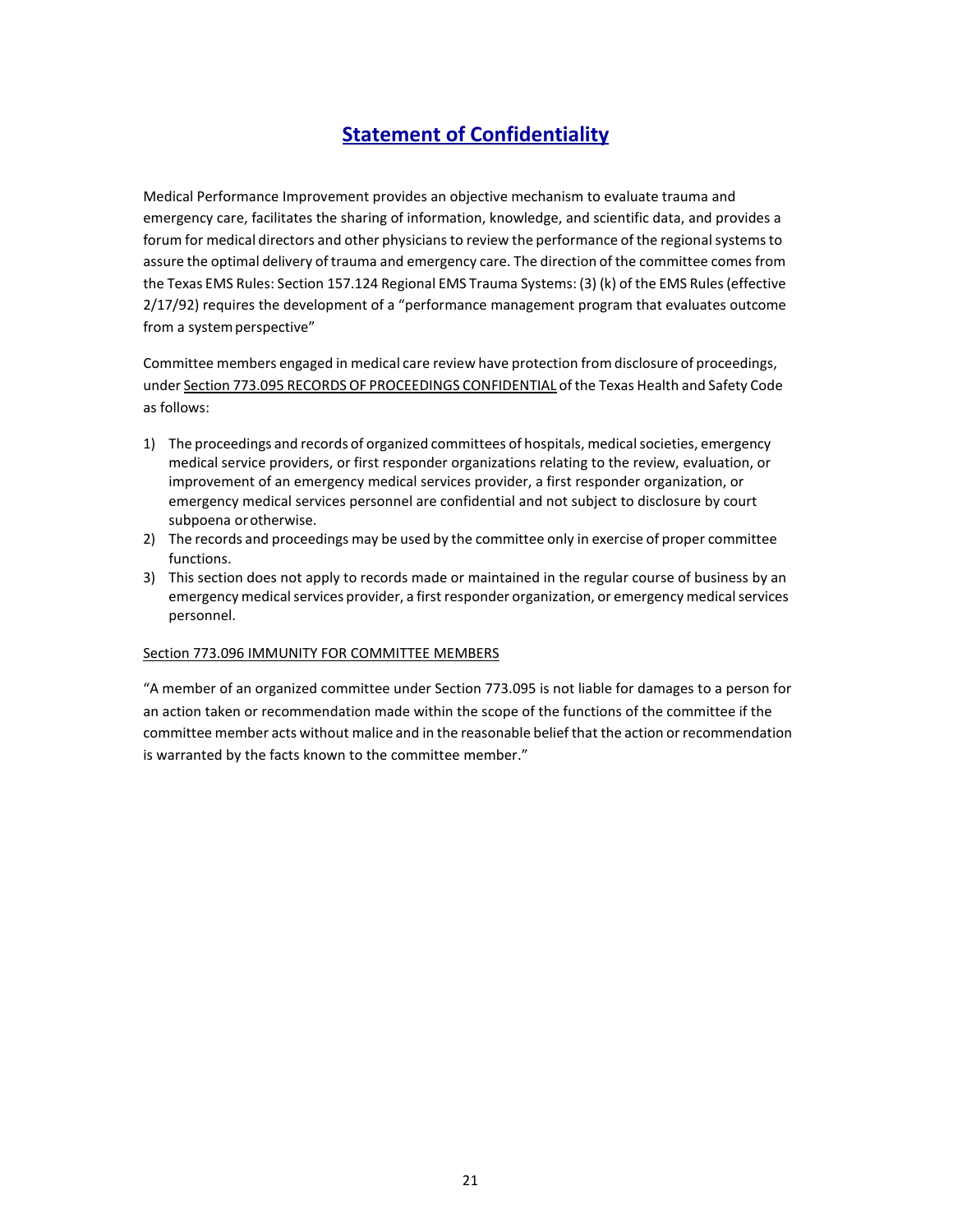# Statement of Confidentiality

Medical Performance Improvement provides an objective mechanism to evaluate trauma and emergency care, facilitates the sharing of information, knowledge, and scientific data, and provides a forum for medical directors and other physicians to review the performance of the regional systems to assure the optimal delivery of trauma and emergency care. The direction of the committee comes from the Texas EMS Rules: Section 157.124 Regional EMS Trauma Systems: (3) (k) of the EMS Rules (effective 2/17/92) requires the development of a "performance management program that evaluates outcome from a system perspective"

Committee members engaged in medical care review have protection from disclosure of proceedings, under Section 773.095 RECORDS OF PROCEEDINGS CONFIDENTIAL of the Texas Health and Safety Code as follows:

1) The proceedings and records of organized committees of hospitals, medical societies, emergency medical service providers, or first responder organizations relating to the review, evaluation, or improvement of an emergency medical services provider, a first responder organization, or emergency medical services personnel are confidential and not subject to disclosure by court subpoena or otherwise.
2) The records and proceedings may be used by the committee only in exercise of proper committee functions.
3) This section does not apply to records made or maintained in the regular course of business by an emergency medical services provider, a first responder organization, or emergency medical services personnel.

Section 773.096 IMMUNITY FOR COMMITTEE MEMBERS

"A member of an organized committee under Section 773.095 is not liable for damages to a person for an action taken or recommendation made within the scope of the functions of the committee if the committee member acts without malice and in the reasonable belief that the action or recommendation is warranted by the facts known to the committee member."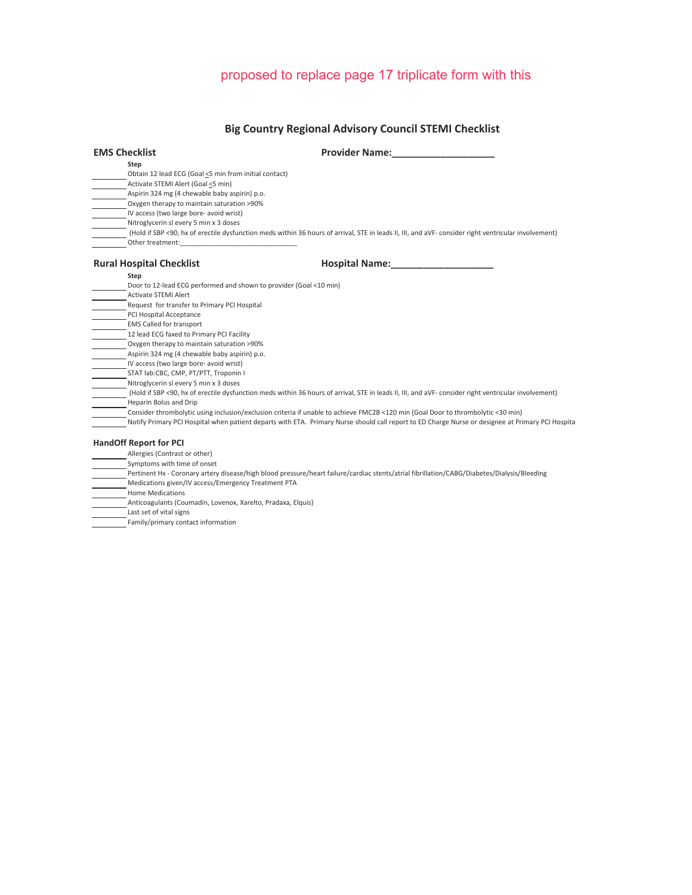proposed to replace page 17 triplicate form with this

# Big Country Regional Advisory Council STEMI Checklist

## EMS Checklist

**Provider Name:___________________**

| | Step |
|---|---|
| ________ | Obtain 12 lead ECG (Goal ≤5 min from initial contact) |
| ________ | Activate STEMI Alert (Goal ≤5 min) |
| ________ | Aspirin 324 mg (4 chewable baby aspirin) p.o. |
| ________ | Oxygen therapy to maintain saturation >90% |
| ________ | IV access (two large bore- avoid wrist) |
| ________ | Nitroglycerin sl every 5 min x 3 doses |
| ________ | (Hold if SBP <90, hx of erectile dysfunction meds within 36 hours of arrival, STE in leads II, III, and aVF- consider right ventricular involvement) |
| ________ | Other treatment:______________________________ |

## Rural Hospital Checklist

**Hospital Name:___________________**

| | Step |
|---|---|
| ________ | Door to 12-lead ECG performed and shown to provider (Goal <10 min) |
| ________ | Activate STEMI Alert |
| ________ | Request for transfer to Primary PCI Hospital |
| ________ | PCI Hospital Acceptance |
| ________ | EMS Called for transport |
| ________ | 12 lead ECG faxed to Primary PCI Facility |
| ________ | Oxygen therapy to maintain saturation >90% |
| ________ | Aspirin 324 mg (4 chewable baby aspirin) p.o. |
| ________ | IV access (two large bore- avoid wrist) |
| ________ | STAT lab:CBC, CMP, PT/PTT, Troponin I |
| ________ | Nitroglycerin sl every 5 min x 3 doses |
| ________ | (Hold if SBP <90, hx of erectile dysfunction meds within 36 hours of arrival, STE in leads II, III, and aVF- consider right ventricular involvement) |
| ________ | Heparin Bolus and Drip |
| ________ | Consider thrombolytic using inclusion/exclusion criteria if unable to achieve FMC2B <120 min (Goal Door to thrombolytic <30 min) |
| ________ | Notify Primary PCI Hospital when patient departs with ETA. Primary Nurse should call report to ED Charge Nurse or designee at Primary PCI Hospita |

## HandOff Report for PCI

| | |
|---|---|
| ________ | Allergies (Contrast or other) |
| ________ | Symptoms with time of onset |
| ________ | Pertinent Hx - Coronary artery disease/high blood pressure/heart failure/cardiac stents/atrial fibrillation/CABG/Diabetes/Dialysis/Bleeding |
| ________ | Medications given/IV access/Emergency Treatment PTA |
| ________ | Home Medications |
| ________ | Anticoagulants (Coumadin, Lovenox, Xarelto, Pradaxa, Elquis) |
| ________ | Last set of vital signs |
| ________ | Family/primary contact information |